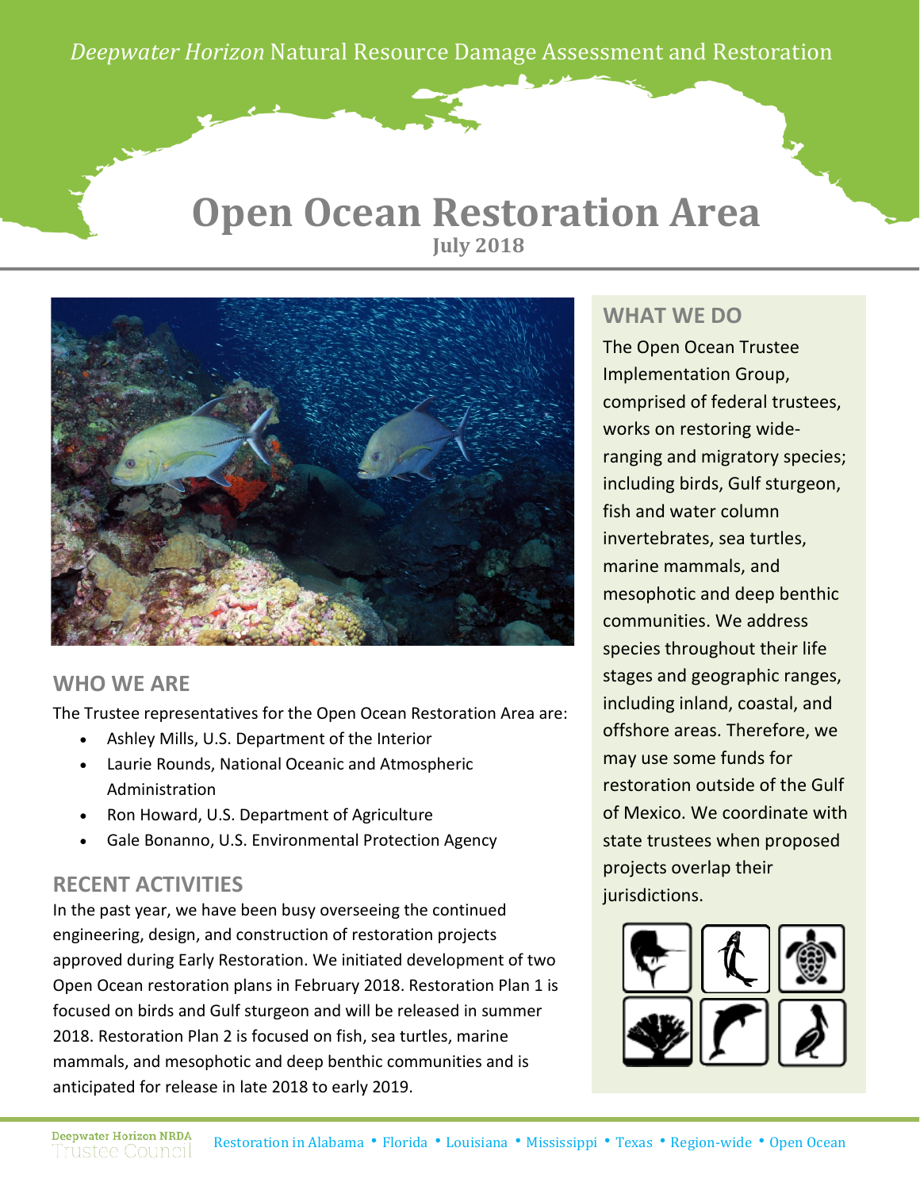*Deepwater Horizon* Natural Resource Damage Assessment and Restoration

# Open Ocean Restoration Area

**July 2018**

## WHO WE ARE

The Trustee representatives for the Open Ocean Restoration Area are:

- Ashley Mills, U.S. Department of the Interior
- Laurie Rounds, National Oceanic and Atmospheric Administration
- Ron Howard, U.S. Department of Agriculture
- Gale Bonanno, U.S. Environmental Protection Agency

## RECENT ACTIVITIES

In the past year, we have been busy overseeing the continued engineering, design, and construction of restoration projects approved during Early Restoration. We initiated development of two Open Ocean restoration plans in February 2018. Restoration Plan 1 is focused on birds and Gulf sturgeon and will be released in summer 2018. Restoration Plan 2 is focused on fish, sea turtles, marine mammals, and mesophotic and deep benthic communities and is anticipated for release in late 2018 to early 2019.

## WHAT WE DO

The Open Ocean Trustee Implementation Group, comprised of federal trustees, works on restoring wide-ranging and migratory species; including birds, Gulf sturgeon, fish and water column invertebrates, sea turtles, marine mammals, and mesophotic and deep benthic communities. We address species throughout their life stages and geographic ranges, including inland, coastal, and offshore areas. Therefore, we may use some funds for restoration outside of the Gulf of Mexico. We coordinate with state trustees when proposed projects overlap their jurisdictions.

Deepwater Horizon NRDA Trustee Council

Restoration in Alabama • Florida • Louisiana • Mississippi • Texas • Region-wide • Open Ocean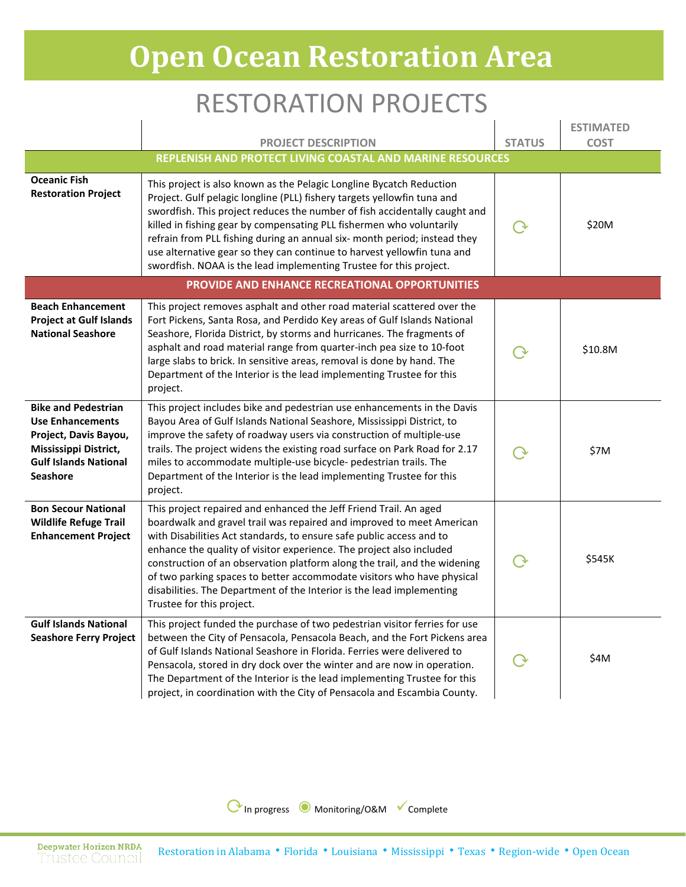# Open Ocean Restoration Area

## RESTORATION PROJECTS

| | PROJECT DESCRIPTION | STATUS | ESTIMATED COST |
|---|---|---|---|
| **REPLENISH AND PROTECT LIVING COASTAL AND MARINE RESOURCES** | | | |
| **Oceanic Fish Restoration Project** | This project is also known as the Pelagic Longline Bycatch Reduction Project. Gulf pelagic longline (PLL) fishery targets yellowfin tuna and swordfish. This project reduces the number of fish accidentally caught and killed in fishing gear by compensating PLL fishermen who voluntarily refrain from PLL fishing during an annual six- month period; instead they use alternative gear so they can continue to harvest yellowfin tuna and swordfish. NOAA is the lead implementing Trustee for this project. | In progress | $20M |
| **PROVIDE AND ENHANCE RECREATIONAL OPPORTUNITIES** | | | |
| **Beach Enhancement Project at Gulf Islands National Seashore** | This project removes asphalt and other road material scattered over the Fort Pickens, Santa Rosa, and Perdido Key areas of Gulf Islands National Seashore, Florida District, by storms and hurricanes. The fragments of asphalt and road material range from quarter-inch pea size to 10-foot large slabs to brick. In sensitive areas, removal is done by hand. The Department of the Interior is the lead implementing Trustee for this project. | In progress | $10.8M |
| **Bike and Pedestrian Use Enhancements Project, Davis Bayou, Mississippi District, Gulf Islands National Seashore** | This project includes bike and pedestrian use enhancements in the Davis Bayou Area of Gulf Islands National Seashore, Mississippi District, to improve the safety of roadway users via construction of multiple-use trails. The project widens the existing road surface on Park Road for 2.17 miles to accommodate multiple-use bicycle- pedestrian trails. The Department of the Interior is the lead implementing Trustee for this project. | In progress | $7M |
| **Bon Secour National Wildlife Refuge Trail Enhancement Project** | This project repaired and enhanced the Jeff Friend Trail. An aged boardwalk and gravel trail was repaired and improved to meet American with Disabilities Act standards, to ensure safe public access and to enhance the quality of visitor experience. The project also included construction of an observation platform along the trail, and the widening of two parking spaces to better accommodate visitors who have physical disabilities. The Department of the Interior is the lead implementing Trustee for this project. | In progress | $545K |
| **Gulf Islands National Seashore Ferry Project** | This project funded the purchase of two pedestrian visitor ferries for use between the City of Pensacola, Pensacola Beach, and the Fort Pickens area of Gulf Islands National Seashore in Florida. Ferries were delivered to Pensacola, stored in dry dock over the winter and are now in operation. The Department of the Interior is the lead implementing Trustee for this project, in coordination with the City of Pensacola and Escambia County. | In progress | $4M |

In progress • Monitoring/O&M • Complete

Deepwater Horizon NRDA Trustee Council

Restoration in Alabama • Florida • Louisiana • Mississippi • Texas • Region-wide • Open Ocean